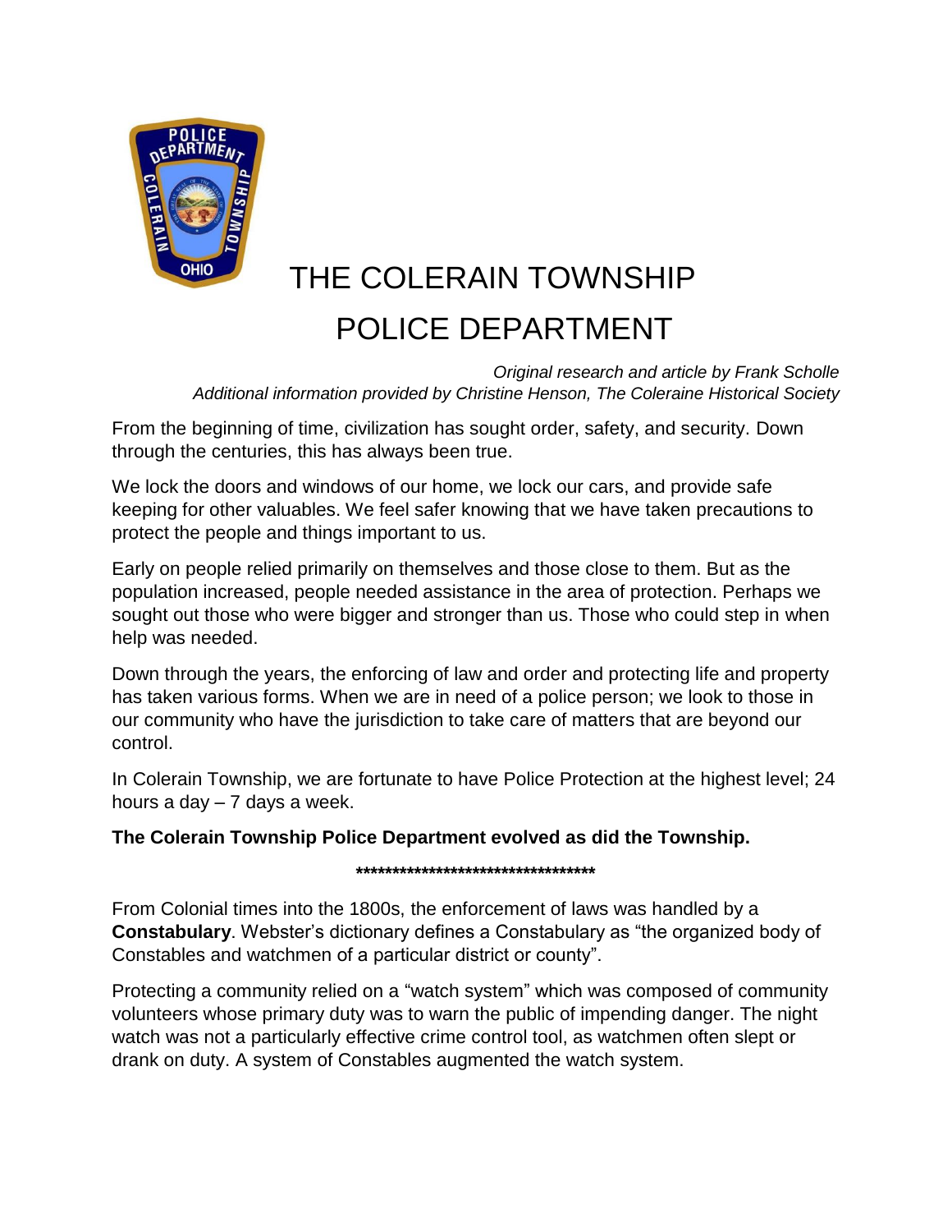# THE COLERAIN TOWNSHIP POLICE DEPARTMENT

*Original research and article by Frank Scholle*
*Additional information provided by Christine Henson, The Coleraine Historical Society*

From the beginning of time, civilization has sought order, safety, and security. Down through the centuries, this has always been true.

We lock the doors and windows of our home, we lock our cars, and provide safe keeping for other valuables. We feel safer knowing that we have taken precautions to protect the people and things important to us.

Early on people relied primarily on themselves and those close to them. But as the population increased, people needed assistance in the area of protection. Perhaps we sought out those who were bigger and stronger than us. Those who could step in when help was needed.

Down through the years, the enforcing of law and order and protecting life and property has taken various forms. When we are in need of a police person; we look to those in our community who have the jurisdiction to take care of matters that are beyond our control.

In Colerain Township, we are fortunate to have Police Protection at the highest level; 24 hours a day – 7 days a week.

**The Colerain Township Police Department evolved as did the Township.**

\*\*\*\*\*\*\*\*\*\*\*\*\*\*\*\*\*\*\*\*\*\*\*\*\*\*\*\*\*\*\*\*\*\*\*

From Colonial times into the 1800s, the enforcement of laws was handled by a **Constabulary**. Webster's dictionary defines a Constabulary as "the organized body of Constables and watchmen of a particular district or county".

Protecting a community relied on a "watch system" which was composed of community volunteers whose primary duty was to warn the public of impending danger. The night watch was not a particularly effective crime control tool, as watchmen often slept or drank on duty. A system of Constables augmented the watch system.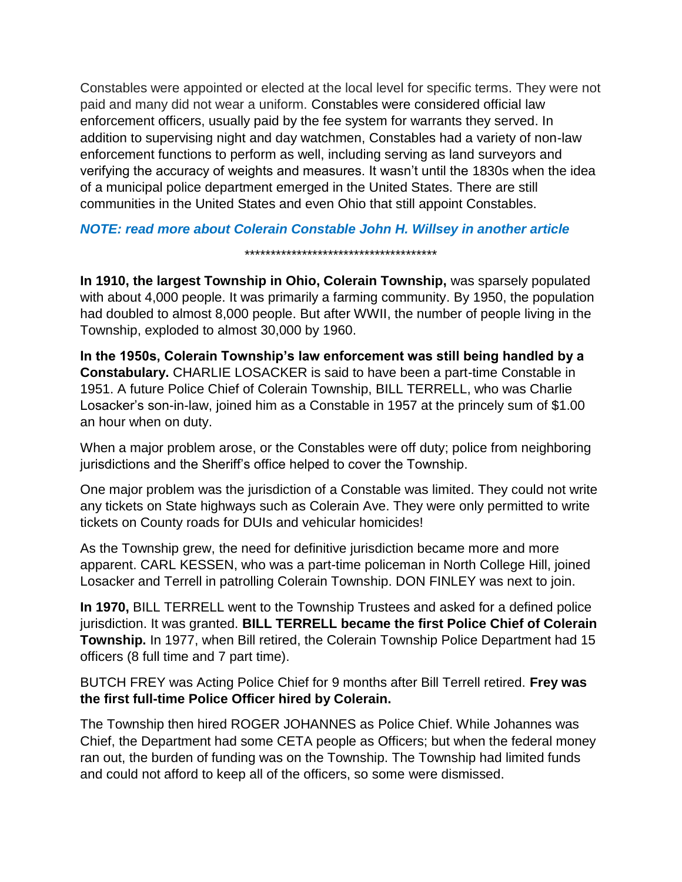Constables were appointed or elected at the local level for specific terms. They were not paid and many did not wear a uniform. Constables were considered official law enforcement officers, usually paid by the fee system for warrants they served. In addition to supervising night and day watchmen, Constables had a variety of non-law enforcement functions to perform as well, including serving as land surveyors and verifying the accuracy of weights and measures. It wasn't until the 1830s when the idea of a municipal police department emerged in the United States. There are still communities in the United States and even Ohio that still appoint Constables.

***NOTE: read more about Colerain Constable John H. Willsey in another article***

**************************************

**In 1910, the largest Township in Ohio, Colerain Township,** was sparsely populated with about 4,000 people. It was primarily a farming community. By 1950, the population had doubled to almost 8,000 people. But after WWII, the number of people living in the Township, exploded to almost 30,000 by 1960.

**In the 1950s, Colerain Township's law enforcement was still being handled by a Constabulary.** CHARLIE LOSACKER is said to have been a part-time Constable in 1951. A future Police Chief of Colerain Township, BILL TERRELL, who was Charlie Losacker's son-in-law, joined him as a Constable in 1957 at the princely sum of $1.00 an hour when on duty.

When a major problem arose, or the Constables were off duty; police from neighboring jurisdictions and the Sheriff's office helped to cover the Township.

One major problem was the jurisdiction of a Constable was limited. They could not write any tickets on State highways such as Colerain Ave. They were only permitted to write tickets on County roads for DUIs and vehicular homicides!

As the Township grew, the need for definitive jurisdiction became more and more apparent. CARL KESSEN, who was a part-time policeman in North College Hill, joined Losacker and Terrell in patrolling Colerain Township. DON FINLEY was next to join.

**In 1970,** BILL TERRELL went to the Township Trustees and asked for a defined police jurisdiction. It was granted. **BILL TERRELL became the first Police Chief of Colerain Township.** In 1977, when Bill retired, the Colerain Township Police Department had 15 officers (8 full time and 7 part time).

BUTCH FREY was Acting Police Chief for 9 months after Bill Terrell retired. **Frey was the first full-time Police Officer hired by Colerain.**

The Township then hired ROGER JOHANNES as Police Chief. While Johannes was Chief, the Department had some CETA people as Officers; but when the federal money ran out, the burden of funding was on the Township. The Township had limited funds and could not afford to keep all of the officers, so some were dismissed.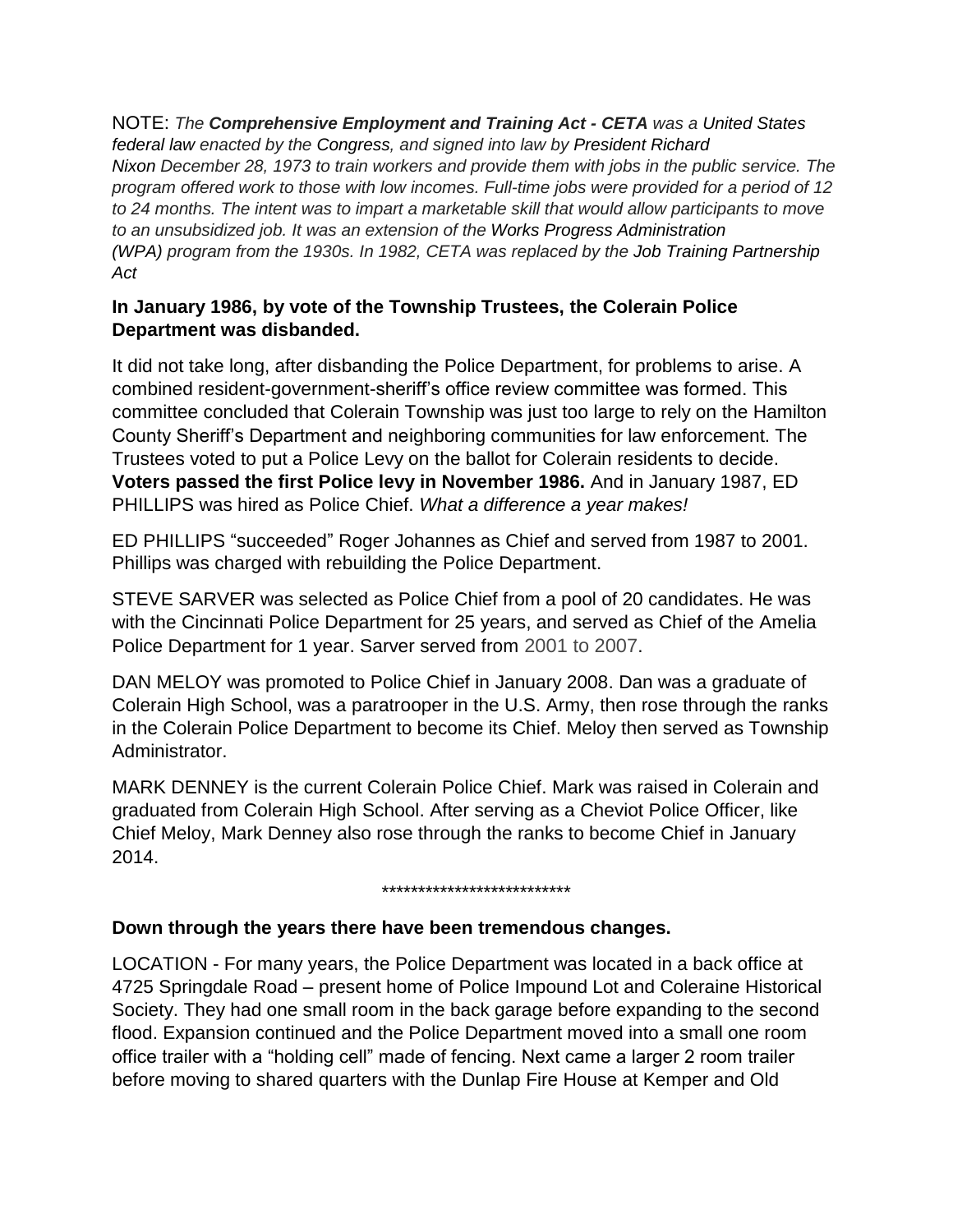NOTE: *The **Comprehensive Employment and Training Act - CETA** was a United States federal law enacted by the Congress, and signed into law by President Richard Nixon December 28, 1973 to train workers and provide them with jobs in the public service. The program offered work to those with low incomes. Full-time jobs were provided for a period of 12 to 24 months. The intent was to impart a marketable skill that would allow participants to move to an unsubsidized job. It was an extension of the Works Progress Administration (WPA) program from the 1930s. In 1982, CETA was replaced by the Job Training Partnership Act*

**In January 1986, by vote of the Township Trustees, the Colerain Police Department was disbanded.**

It did not take long, after disbanding the Police Department, for problems to arise. A combined resident-government-sheriff's office review committee was formed. This committee concluded that Colerain Township was just too large to rely on the Hamilton County Sheriff's Department and neighboring communities for law enforcement. The Trustees voted to put a Police Levy on the ballot for Colerain residents to decide. **Voters passed the first Police levy in November 1986.** And in January 1987, ED PHILLIPS was hired as Police Chief. *What a difference a year makes!*

ED PHILLIPS "succeeded" Roger Johannes as Chief and served from 1987 to 2001. Phillips was charged with rebuilding the Police Department.

STEVE SARVER was selected as Police Chief from a pool of 20 candidates. He was with the Cincinnati Police Department for 25 years, and served as Chief of the Amelia Police Department for 1 year. Sarver served from 2001 to 2007.

DAN MELOY was promoted to Police Chief in January 2008. Dan was a graduate of Colerain High School, was a paratrooper in the U.S. Army, then rose through the ranks in the Colerain Police Department to become its Chief. Meloy then served as Township Administrator.

MARK DENNEY is the current Colerain Police Chief. Mark was raised in Colerain and graduated from Colerain High School. After serving as a Cheviot Police Officer, like Chief Meloy, Mark Denney also rose through the ranks to become Chief in January 2014.

**************************

**Down through the years there have been tremendous changes.**

LOCATION - For many years, the Police Department was located in a back office at 4725 Springdale Road – present home of Police Impound Lot and Coleraine Historical Society. They had one small room in the back garage before expanding to the second flood. Expansion continued and the Police Department moved into a small one room office trailer with a "holding cell" made of fencing. Next came a larger 2 room trailer before moving to shared quarters with the Dunlap Fire House at Kemper and Old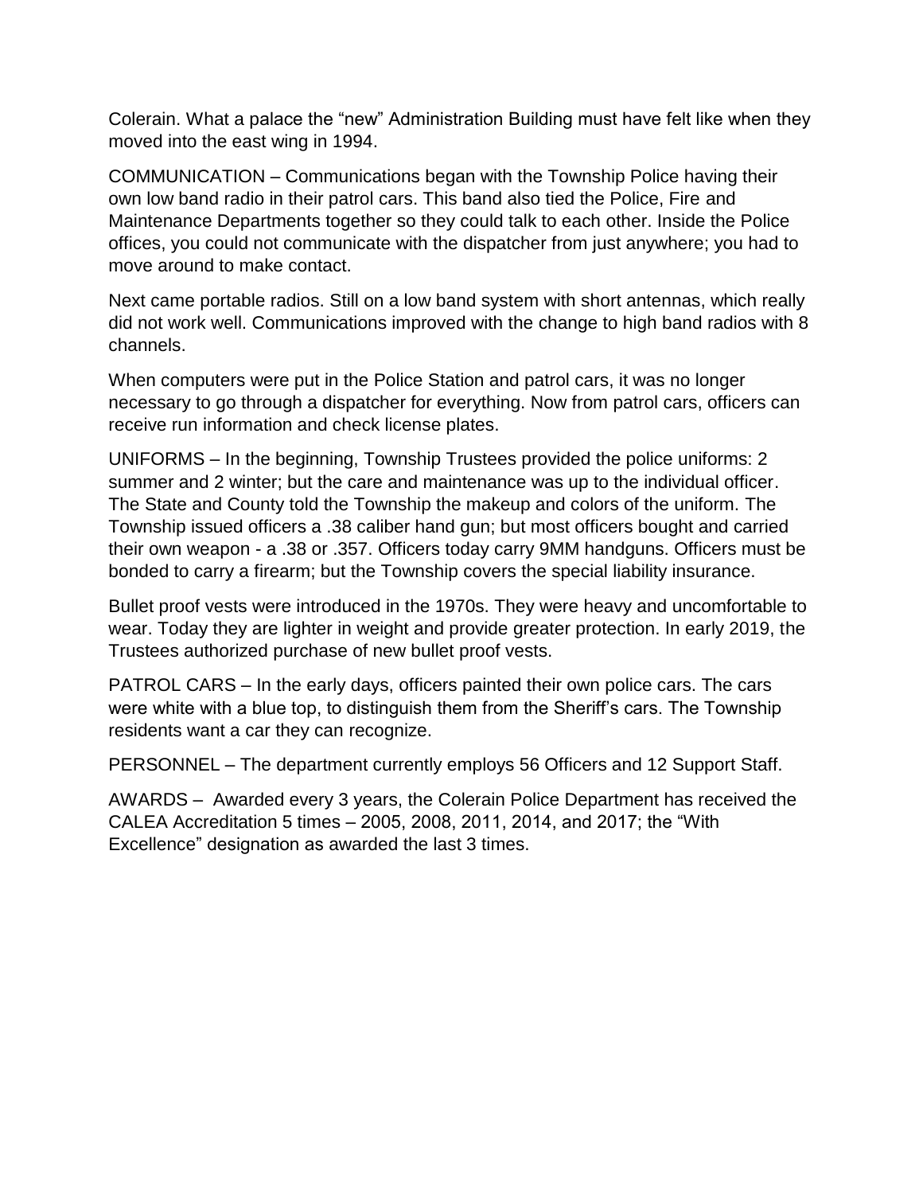Colerain. What a palace the “new” Administration Building must have felt like when they moved into the east wing in 1994.

COMMUNICATION – Communications began with the Township Police having their own low band radio in their patrol cars. This band also tied the Police, Fire and Maintenance Departments together so they could talk to each other. Inside the Police offices, you could not communicate with the dispatcher from just anywhere; you had to move around to make contact.

Next came portable radios. Still on a low band system with short antennas, which really did not work well. Communications improved with the change to high band radios with 8 channels.

When computers were put in the Police Station and patrol cars, it was no longer necessary to go through a dispatcher for everything. Now from patrol cars, officers can receive run information and check license plates.

UNIFORMS – In the beginning, Township Trustees provided the police uniforms: 2 summer and 2 winter; but the care and maintenance was up to the individual officer. The State and County told the Township the makeup and colors of the uniform. The Township issued officers a .38 caliber hand gun; but most officers bought and carried their own weapon - a .38 or .357. Officers today carry 9MM handguns. Officers must be bonded to carry a firearm; but the Township covers the special liability insurance.

Bullet proof vests were introduced in the 1970s. They were heavy and uncomfortable to wear. Today they are lighter in weight and provide greater protection. In early 2019, the Trustees authorized purchase of new bullet proof vests.

PATROL CARS – In the early days, officers painted their own police cars. The cars were white with a blue top, to distinguish them from the Sheriff’s cars. The Township residents want a car they can recognize.

PERSONNEL – The department currently employs 56 Officers and 12 Support Staff.

AWARDS – Awarded every 3 years, the Colerain Police Department has received the CALEA Accreditation 5 times – 2005, 2008, 2011, 2014, and 2017; the “With Excellence” designation as awarded the last 3 times.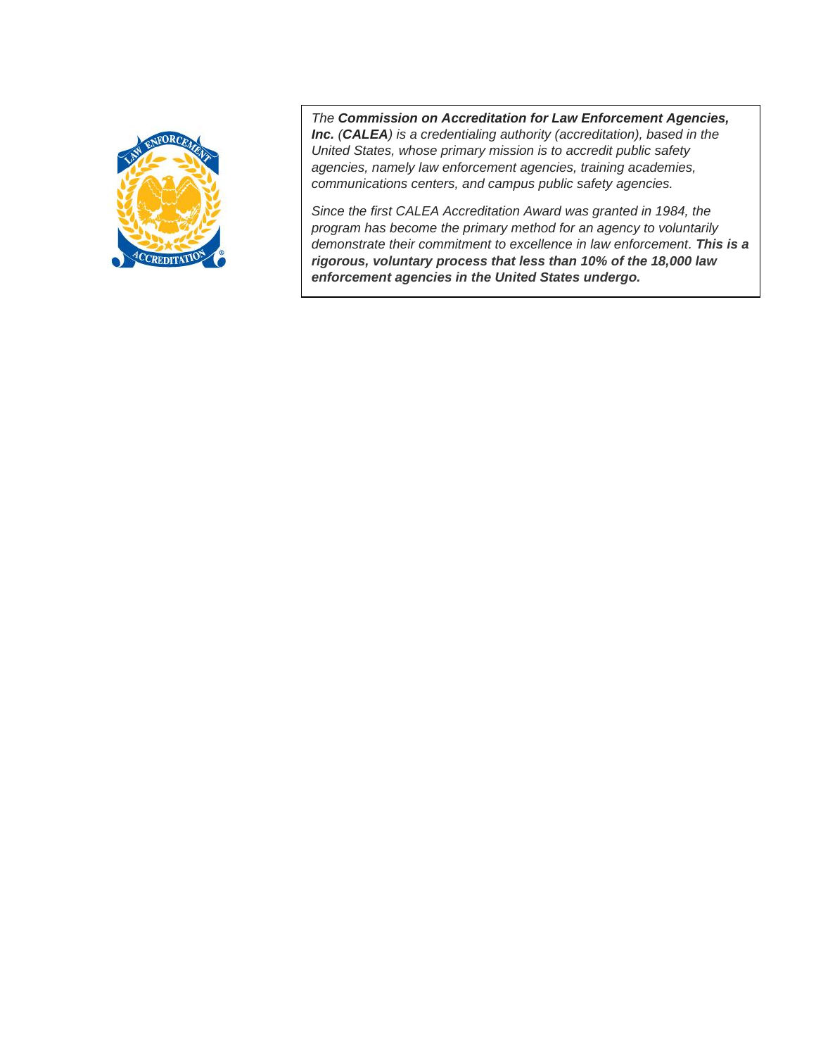*The **Commission on Accreditation for Law Enforcement Agencies, Inc.** (**CALEA**) is a credentialing authority (accreditation), based in the United States, whose primary mission is to accredit public safety agencies, namely law enforcement agencies, training academies, communications centers, and campus public safety agencies.*

*Since the first CALEA Accreditation Award was granted in 1984, the program has become the primary method for an agency to voluntarily demonstrate their commitment to excellence in law enforcement. **This is a rigorous, voluntary process that less than 10% of the 18,000 law enforcement agencies in the United States undergo.***